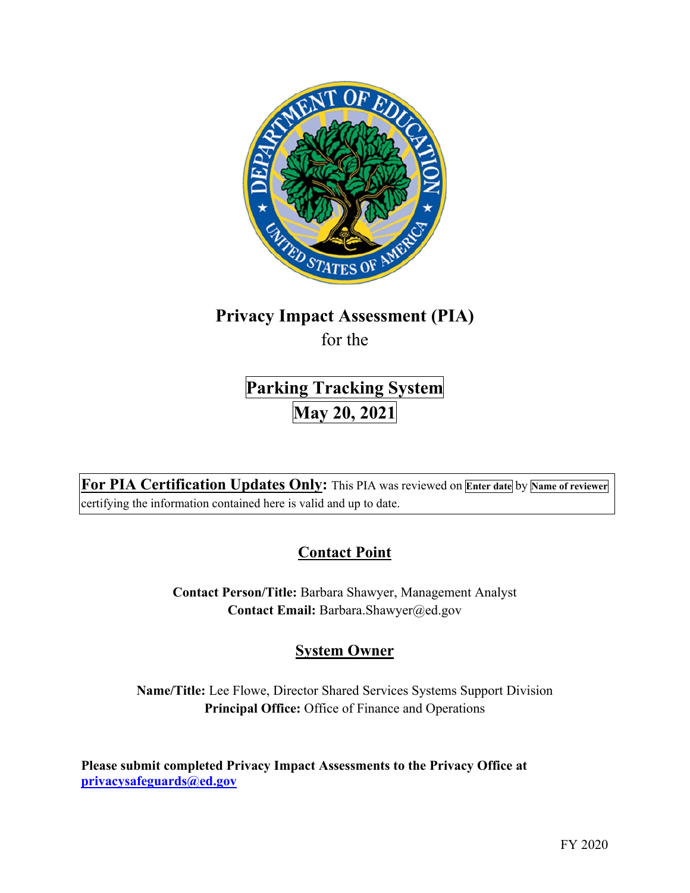# Privacy Impact Assessment (PIA)

for the

## Parking Tracking System

## May 20, 2021

**For PIA Certification Updates Only:** This PIA was reviewed on **Enter date** by **Name of reviewer** certifying the information contained here is valid and up to date.

## Contact Point

**Contact Person/Title:** Barbara Shawyer, Management Analyst
**Contact Email:** Barbara.Shawyer@ed.gov

## System Owner

**Name/Title:** Lee Flowe, Director Shared Services Systems Support Division
**Principal Office:** Office of Finance and Operations

**Please submit completed Privacy Impact Assessments to the Privacy Office at privacysafeguards@ed.gov**

FY 2020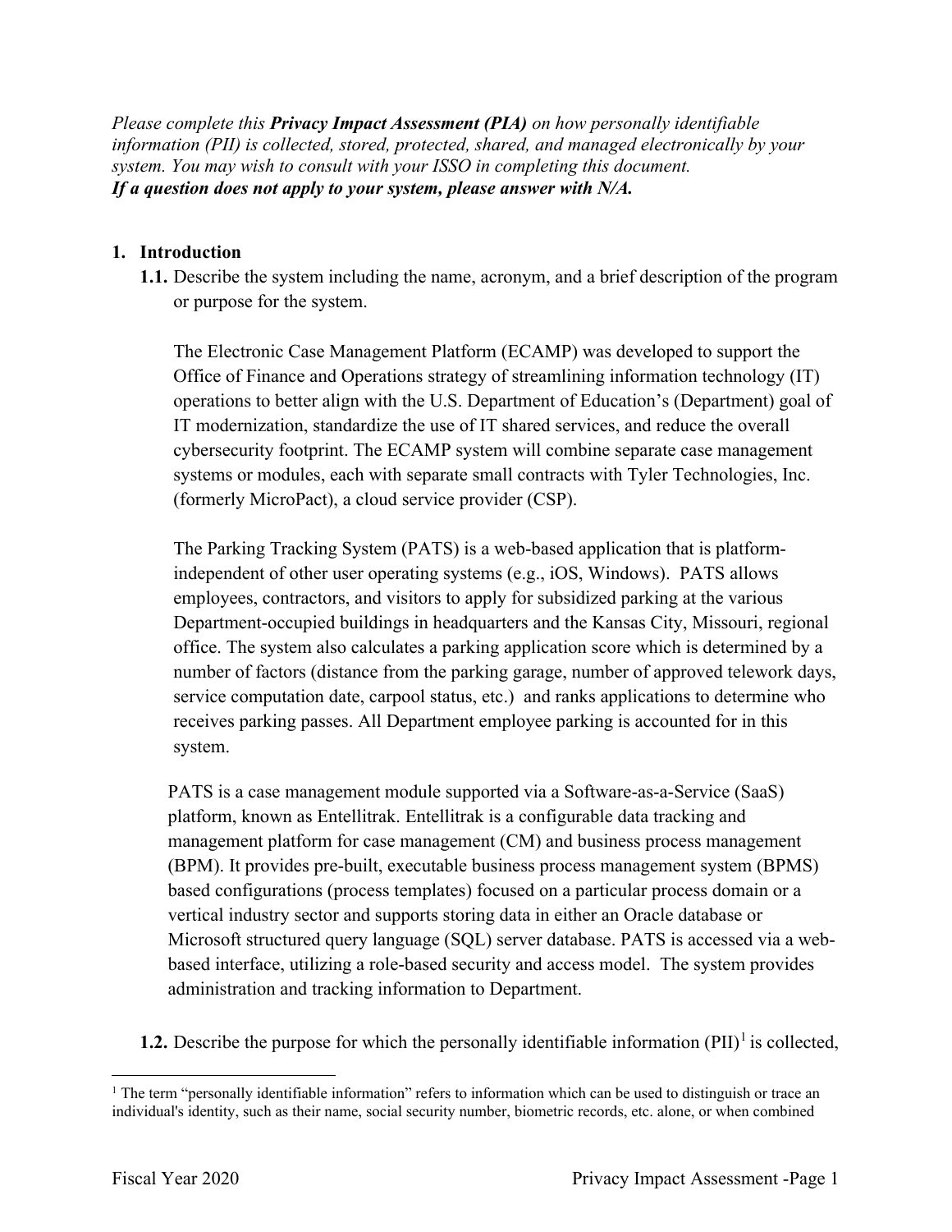*Please complete this **Privacy Impact Assessment (PIA)** on how personally identifiable information (PII) is collected, stored, protected, shared, and managed electronically by your system. You may wish to consult with your ISSO in completing this document.*
***If a question does not apply to your system, please answer with N/A.***

**1. Introduction**

**1.1.** Describe the system including the name, acronym, and a brief description of the program or purpose for the system.

The Electronic Case Management Platform (ECAMP) was developed to support the Office of Finance and Operations strategy of streamlining information technology (IT) operations to better align with the U.S. Department of Education's (Department) goal of IT modernization, standardize the use of IT shared services, and reduce the overall cybersecurity footprint. The ECAMP system will combine separate case management systems or modules, each with separate small contracts with Tyler Technologies, Inc. (formerly MicroPact), a cloud service provider (CSP).

The Parking Tracking System (PATS) is a web-based application that is platform-independent of other user operating systems (e.g., iOS, Windows). PATS allows employees, contractors, and visitors to apply for subsidized parking at the various Department-occupied buildings in headquarters and the Kansas City, Missouri, regional office. The system also calculates a parking application score which is determined by a number of factors (distance from the parking garage, number of approved telework days, service computation date, carpool status, etc.) and ranks applications to determine who receives parking passes. All Department employee parking is accounted for in this system.

PATS is a case management module supported via a Software-as-a-Service (SaaS) platform, known as Entellitrak. Entellitrak is a configurable data tracking and management platform for case management (CM) and business process management (BPM). It provides pre-built, executable business process management system (BPMS) based configurations (process templates) focused on a particular process domain or a vertical industry sector and supports storing data in either an Oracle database or Microsoft structured query language (SQL) server database. PATS is accessed via a web-based interface, utilizing a role-based security and access model. The system provides administration and tracking information to Department.

**1.2.** Describe the purpose for which the personally identifiable information (PII)[1] is collected,

[1] The term "personally identifiable information" refers to information which can be used to distinguish or trace an individual's identity, such as their name, social security number, biometric records, etc. alone, or when combined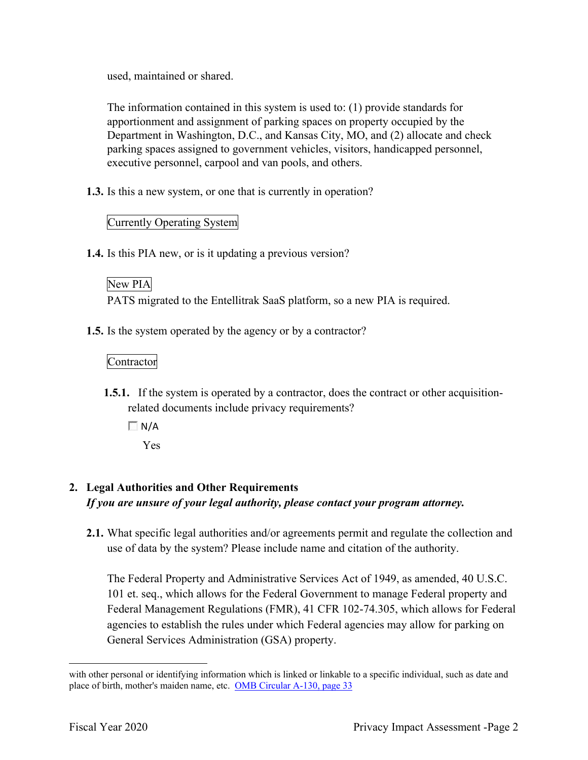used, maintained or shared.

The information contained in this system is used to: (1) provide standards for apportionment and assignment of parking spaces on property occupied by the Department in Washington, D.C., and Kansas City, MO, and (2) allocate and check parking spaces assigned to government vehicles, visitors, handicapped personnel, executive personnel, carpool and van pools, and others.

**1.3.** Is this a new system, or one that is currently in operation?

Currently Operating System

**1.4.** Is this PIA new, or is it updating a previous version?

New PIA

PATS migrated to the Entellitrak SaaS platform, so a new PIA is required.

**1.5.** Is the system operated by the agency or by a contractor?

Contractor

**1.5.1.** If the system is operated by a contractor, does the contract or other acquisition-related documents include privacy requirements?

☐ N/A

Yes

## 2. Legal Authorities and Other Requirements

***If you are unsure of your legal authority, please contact your program attorney.***

**2.1.** What specific legal authorities and/or agreements permit and regulate the collection and use of data by the system? Please include name and citation of the authority.

The Federal Property and Administrative Services Act of 1949, as amended, 40 U.S.C. 101 et. seq., which allows for the Federal Government to manage Federal property and Federal Management Regulations (FMR), 41 CFR 102-74.305, which allows for Federal agencies to establish the rules under which Federal agencies may allow for parking on General Services Administration (GSA) property.

---

with other personal or identifying information which is linked or linkable to a specific individual, such as date and place of birth, mother's maiden name, etc. [OMB Circular A-130, page 33]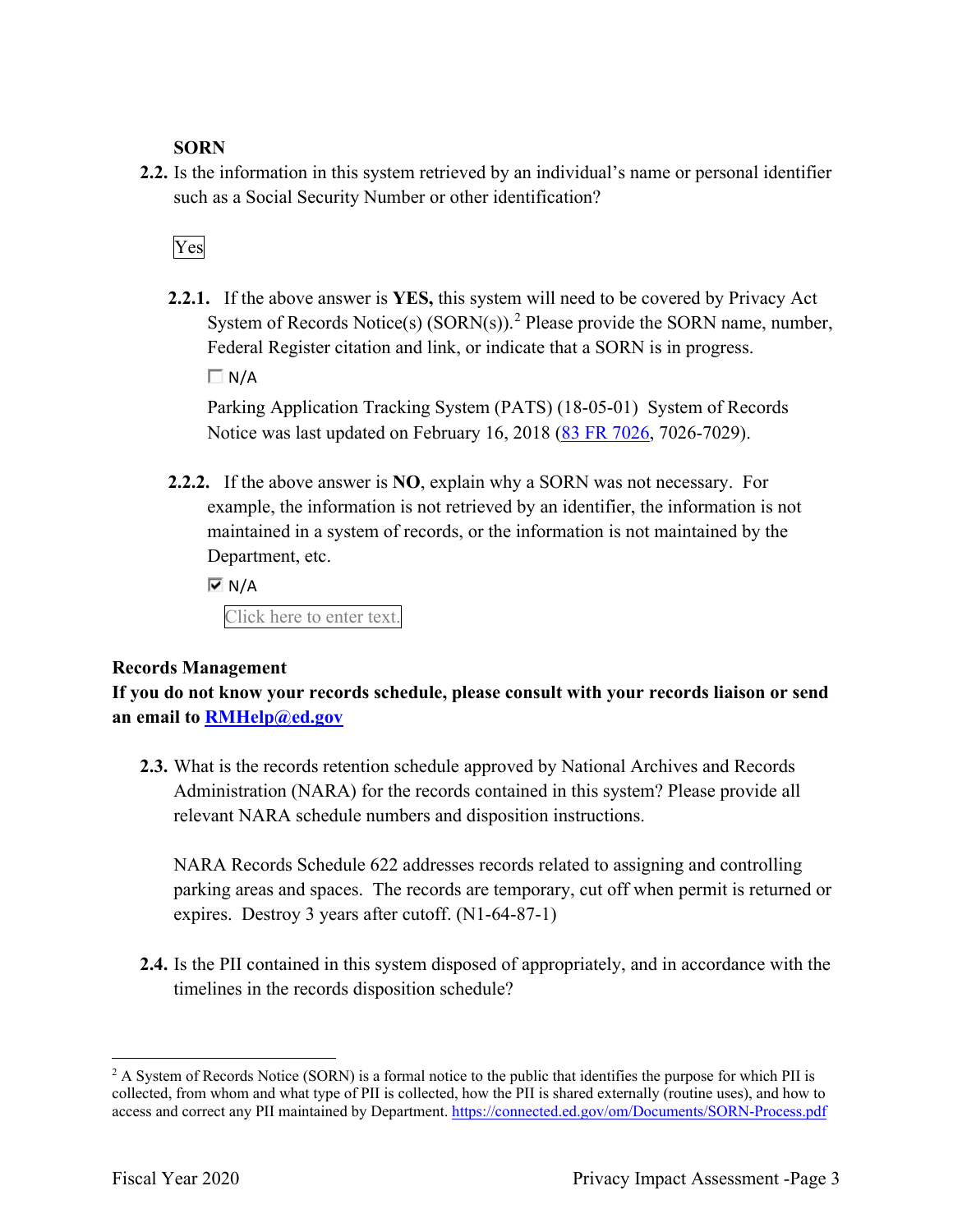**SORN**

**2.2.** Is the information in this system retrieved by an individual's name or personal identifier such as a Social Security Number or other identification?

Yes

**2.2.1.** If the above answer is **YES,** this system will need to be covered by Privacy Act System of Records Notice(s) (SORN(s)).[2] Please provide the SORN name, number, Federal Register citation and link, or indicate that a SORN is in progress.

☐ N/A

Parking Application Tracking System (PATS) (18-05-01) System of Records Notice was last updated on February 16, 2018 ([83 FR 7026](83 FR 7026), 7026-7029).

**2.2.2.** If the above answer is **NO**, explain why a SORN was not necessary. For example, the information is not retrieved by an identifier, the information is not maintained in a system of records, or the information is not maintained by the Department, etc.

☑ N/A

Click here to enter text.

**Records Management**

**If you do not know your records schedule, please consult with your records liaison or send an email to RMHelp@ed.gov**

**2.3.** What is the records retention schedule approved by National Archives and Records Administration (NARA) for the records contained in this system? Please provide all relevant NARA schedule numbers and disposition instructions.

NARA Records Schedule 622 addresses records related to assigning and controlling parking areas and spaces. The records are temporary, cut off when permit is returned or expires. Destroy 3 years after cutoff. (N1-64-87-1)

**2.4.** Is the PII contained in this system disposed of appropriately, and in accordance with the timelines in the records disposition schedule?

---

[2] A System of Records Notice (SORN) is a formal notice to the public that identifies the purpose for which PII is collected, from whom and what type of PII is collected, how the PII is shared externally (routine uses), and how to access and correct any PII maintained by Department. https://connected.ed.gov/om/Documents/SORN-Process.pdf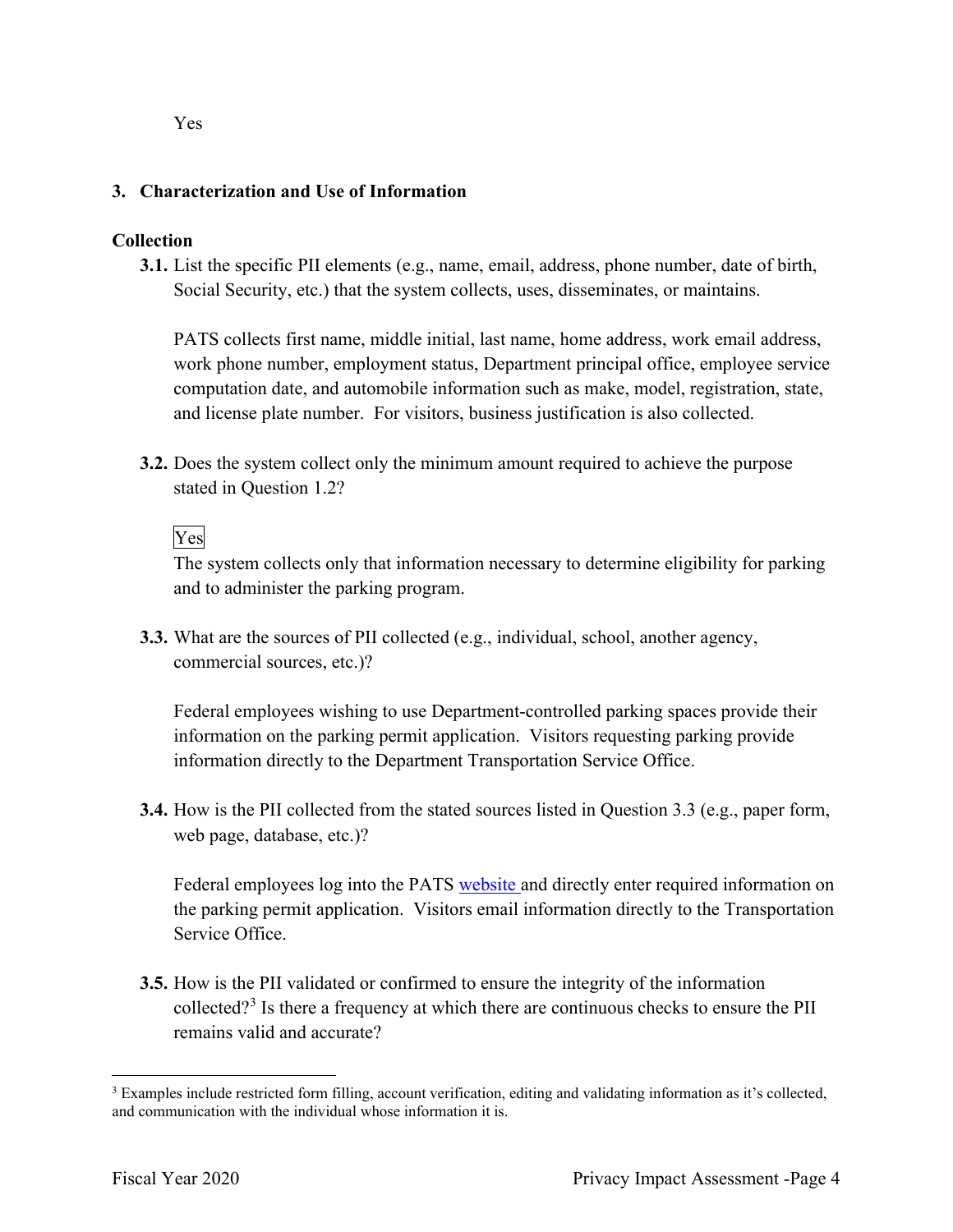Yes

## 3. Characterization and Use of Information

**Collection**

**3.1.** List the specific PII elements (e.g., name, email, address, phone number, date of birth, Social Security, etc.) that the system collects, uses, disseminates, or maintains.

PATS collects first name, middle initial, last name, home address, work email address, work phone number, employment status, Department principal office, employee service computation date, and automobile information such as make, model, registration, state, and license plate number. For visitors, business justification is also collected.

**3.2.** Does the system collect only the minimum amount required to achieve the purpose stated in Question 1.2?

Yes

The system collects only that information necessary to determine eligibility for parking and to administer the parking program.

**3.3.** What are the sources of PII collected (e.g., individual, school, another agency, commercial sources, etc.)?

Federal employees wishing to use Department-controlled parking spaces provide their information on the parking permit application. Visitors requesting parking provide information directly to the Department Transportation Service Office.

**3.4.** How is the PII collected from the stated sources listed in Question 3.3 (e.g., paper form, web page, database, etc.)?

Federal employees log into the PATS website and directly enter required information on the parking permit application. Visitors email information directly to the Transportation Service Office.

**3.5.** How is the PII validated or confirmed to ensure the integrity of the information collected?[3] Is there a frequency at which there are continuous checks to ensure the PII remains valid and accurate?

[3] Examples include restricted form filling, account verification, editing and validating information as it's collected, and communication with the individual whose information it is.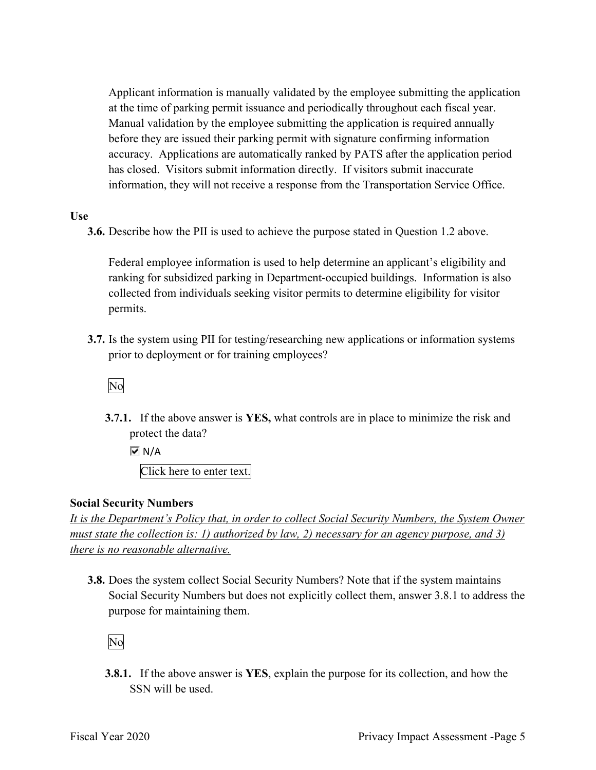Applicant information is manually validated by the employee submitting the application at the time of parking permit issuance and periodically throughout each fiscal year. Manual validation by the employee submitting the application is required annually before they are issued their parking permit with signature confirming information accuracy. Applications are automatically ranked by PATS after the application period has closed. Visitors submit information directly. If visitors submit inaccurate information, they will not receive a response from the Transportation Service Office.

**Use**

**3.6.** Describe how the PII is used to achieve the purpose stated in Question 1.2 above.

Federal employee information is used to help determine an applicant's eligibility and ranking for subsidized parking in Department-occupied buildings. Information is also collected from individuals seeking visitor permits to determine eligibility for visitor permits.

**3.7.** Is the system using PII for testing/researching new applications or information systems prior to deployment or for training employees?

No

**3.7.1.** If the above answer is **YES,** what controls are in place to minimize the risk and protect the data?

☑ N/A

Click here to enter text.

**Social Security Numbers**

*It is the Department's Policy that, in order to collect Social Security Numbers, the System Owner must state the collection is: 1) authorized by law, 2) necessary for an agency purpose, and 3) there is no reasonable alternative.*

**3.8.** Does the system collect Social Security Numbers? Note that if the system maintains Social Security Numbers but does not explicitly collect them, answer 3.8.1 to address the purpose for maintaining them.

No

**3.8.1.** If the above answer is **YES**, explain the purpose for its collection, and how the SSN will be used.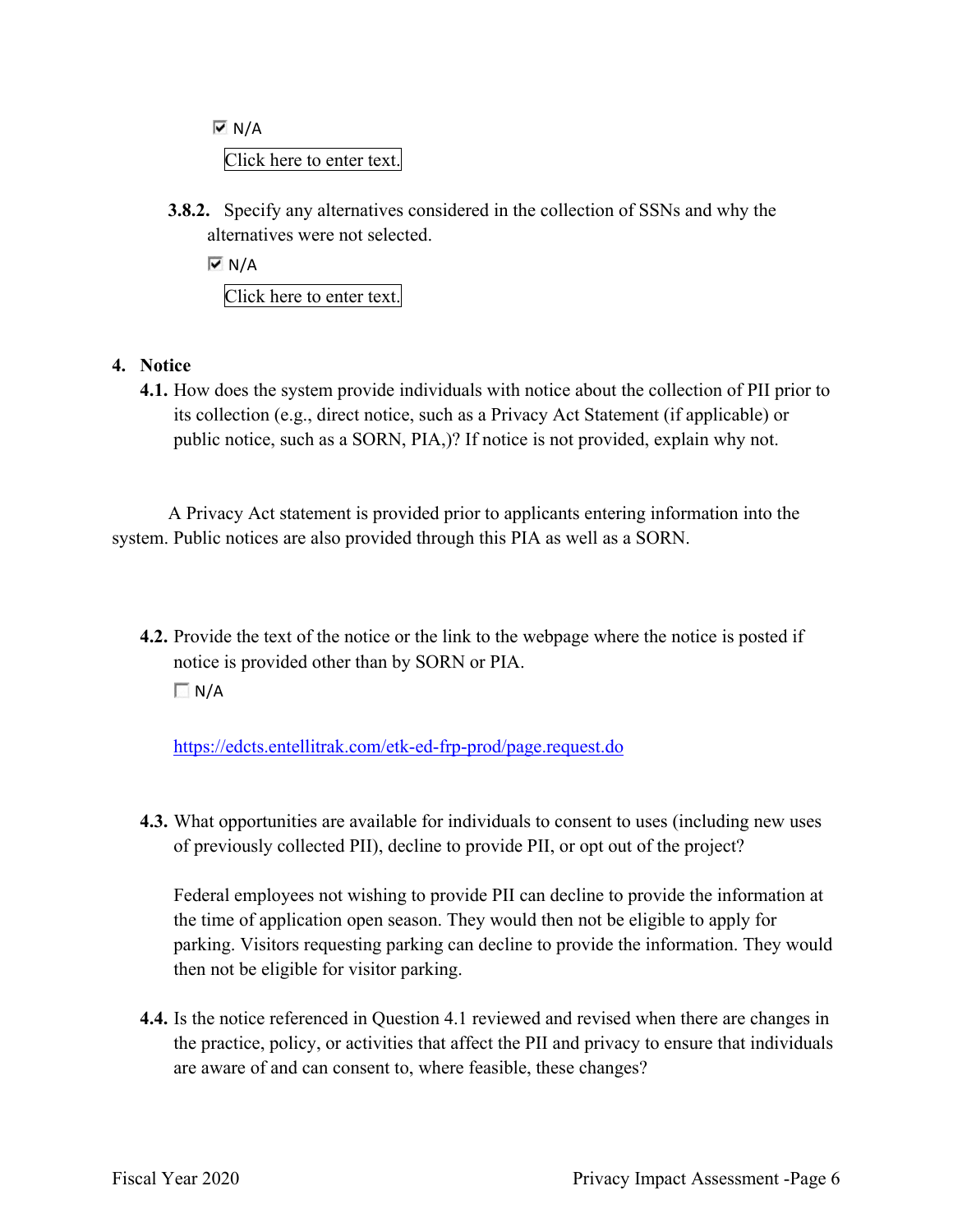☑ N/A

Click here to enter text.

**3.8.2.** Specify any alternatives considered in the collection of SSNs and why the alternatives were not selected.

☑ N/A

Click here to enter text.

## 4. Notice

**4.1.** How does the system provide individuals with notice about the collection of PII prior to its collection (e.g., direct notice, such as a Privacy Act Statement (if applicable) or public notice, such as a SORN, PIA,)? If notice is not provided, explain why not.

A Privacy Act statement is provided prior to applicants entering information into the system. Public notices are also provided through this PIA as well as a SORN.

**4.2.** Provide the text of the notice or the link to the webpage where the notice is posted if notice is provided other than by SORN or PIA.

☐ N/A

https://edcts.entellitrak.com/etk-ed-frp-prod/page.request.do

**4.3.** What opportunities are available for individuals to consent to uses (including new uses of previously collected PII), decline to provide PII, or opt out of the project?

Federal employees not wishing to provide PII can decline to provide the information at the time of application open season. They would then not be eligible to apply for parking. Visitors requesting parking can decline to provide the information. They would then not be eligible for visitor parking.

**4.4.** Is the notice referenced in Question 4.1 reviewed and revised when there are changes in the practice, policy, or activities that affect the PII and privacy to ensure that individuals are aware of and can consent to, where feasible, these changes?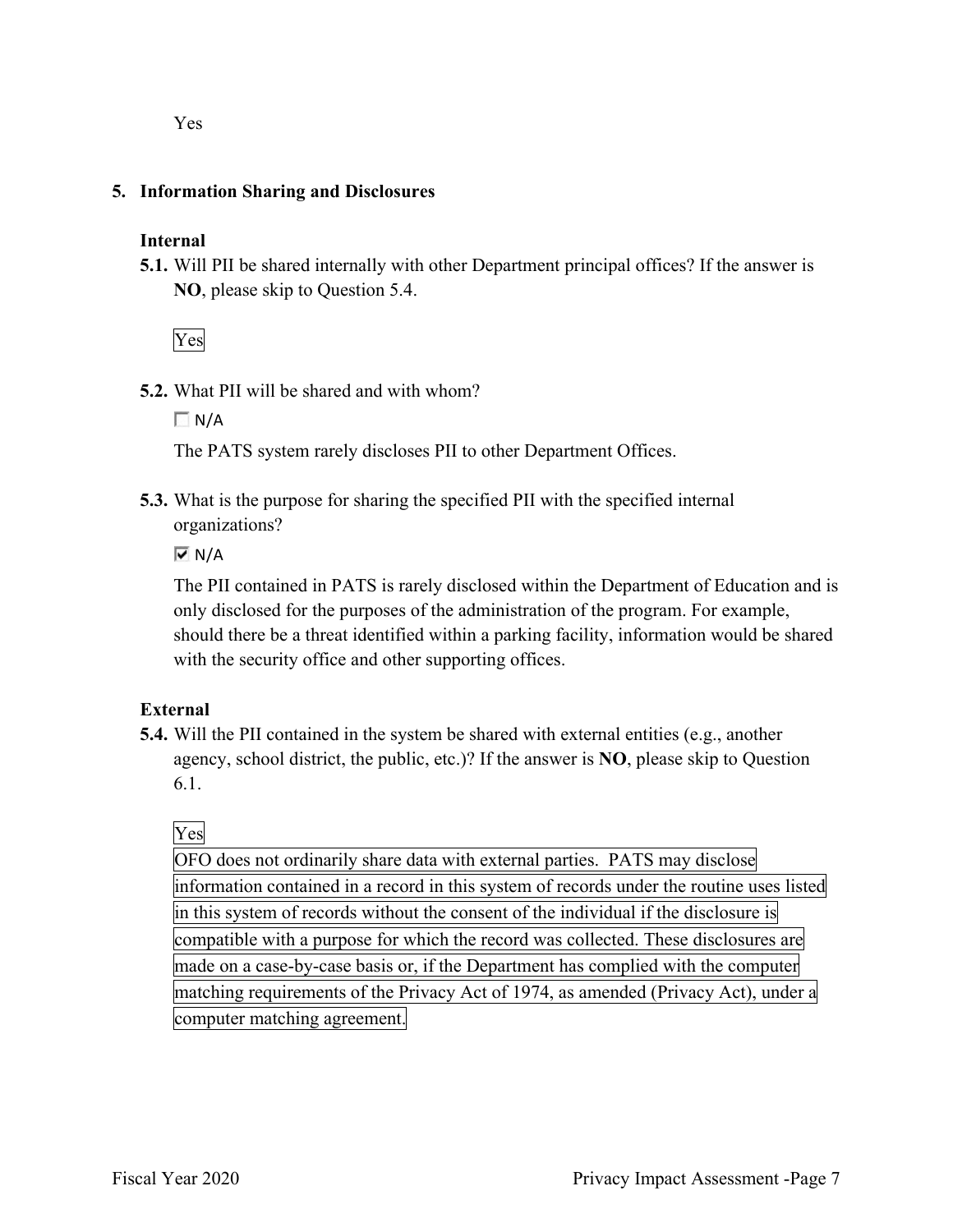Yes

## 5. Information Sharing and Disclosures

### Internal

**5.1.** Will PII be shared internally with other Department principal offices? If the answer is **NO**, please skip to Question 5.4.

Yes

**5.2.** What PII will be shared and with whom?

☐ N/A

The PATS system rarely discloses PII to other Department Offices.

**5.3.** What is the purpose for sharing the specified PII with the specified internal organizations?

☑ N/A

The PII contained in PATS is rarely disclosed within the Department of Education and is only disclosed for the purposes of the administration of the program. For example, should there be a threat identified within a parking facility, information would be shared with the security office and other supporting offices.

### External

**5.4.** Will the PII contained in the system be shared with external entities (e.g., another agency, school district, the public, etc.)? If the answer is **NO**, please skip to Question 6.1.

Yes

OFO does not ordinarily share data with external parties. PATS may disclose information contained in a record in this system of records under the routine uses listed in this system of records without the consent of the individual if the disclosure is compatible with a purpose for which the record was collected. These disclosures are made on a case-by-case basis or, if the Department has complied with the computer matching requirements of the Privacy Act of 1974, as amended (Privacy Act), under a computer matching agreement.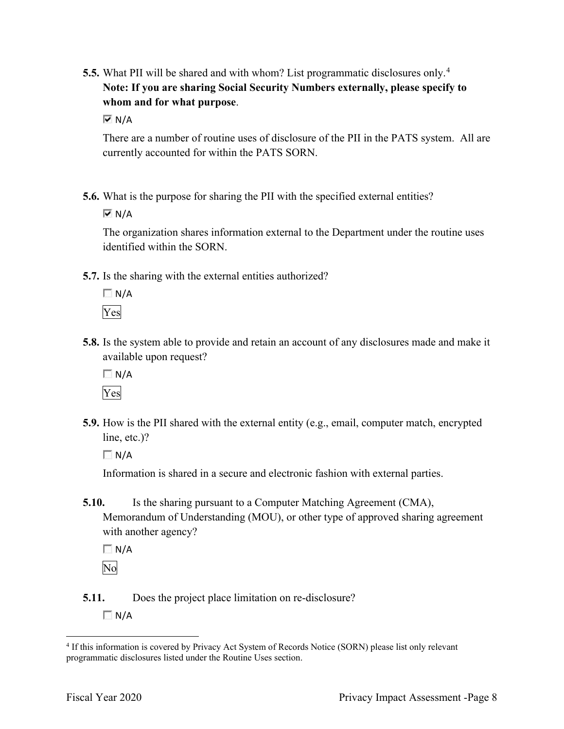**5.5.** What PII will be shared and with whom? List programmatic disclosures only.[4] **Note: If you are sharing Social Security Numbers externally, please specify to whom and for what purpose**.

☑ N/A

There are a number of routine uses of disclosure of the PII in the PATS system. All are currently accounted for within the PATS SORN.

**5.6.** What is the purpose for sharing the PII with the specified external entities?

☑ N/A

The organization shares information external to the Department under the routine uses identified within the SORN.

**5.7.** Is the sharing with the external entities authorized?

☐ N/A

Yes

**5.8.** Is the system able to provide and retain an account of any disclosures made and make it available upon request?

☐ N/A

Yes

**5.9.** How is the PII shared with the external entity (e.g., email, computer match, encrypted line, etc.)?

☐ N/A

Information is shared in a secure and electronic fashion with external parties.

**5.10.** Is the sharing pursuant to a Computer Matching Agreement (CMA), Memorandum of Understanding (MOU), or other type of approved sharing agreement with another agency?

☐ N/A

No

**5.11.** Does the project place limitation on re-disclosure?

☐ N/A

[4] If this information is covered by Privacy Act System of Records Notice (SORN) please list only relevant programmatic disclosures listed under the Routine Uses section.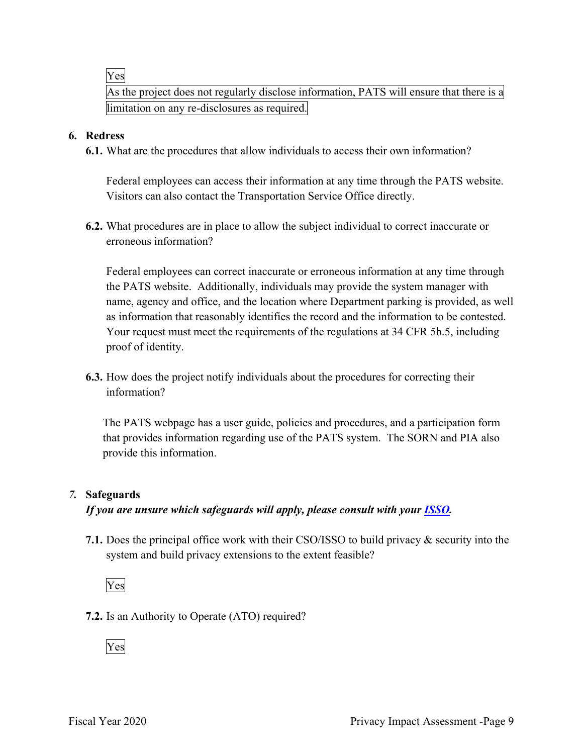Yes

As the project does not regularly disclose information, PATS will ensure that there is a limitation on any re-disclosures as required.

**6. Redress**

**6.1.** What are the procedures that allow individuals to access their own information?

Federal employees can access their information at any time through the PATS website. Visitors can also contact the Transportation Service Office directly.

**6.2.** What procedures are in place to allow the subject individual to correct inaccurate or erroneous information?

Federal employees can correct inaccurate or erroneous information at any time through the PATS website. Additionally, individuals may provide the system manager with name, agency and office, and the location where Department parking is provided, as well as information that reasonably identifies the record and the information to be contested. Your request must meet the requirements of the regulations at 34 CFR 5b.5, including proof of identity.

**6.3.** How does the project notify individuals about the procedures for correcting their information?

The PATS webpage has a user guide, policies and procedures, and a participation form that provides information regarding use of the PATS system. The SORN and PIA also provide this information.

***7.* Safeguards**

***If you are unsure which safeguards will apply, please consult with your ISSO.***

**7.1.** Does the principal office work with their CSO/ISSO to build privacy & security into the system and build privacy extensions to the extent feasible?

Yes

**7.2.** Is an Authority to Operate (ATO) required?

Yes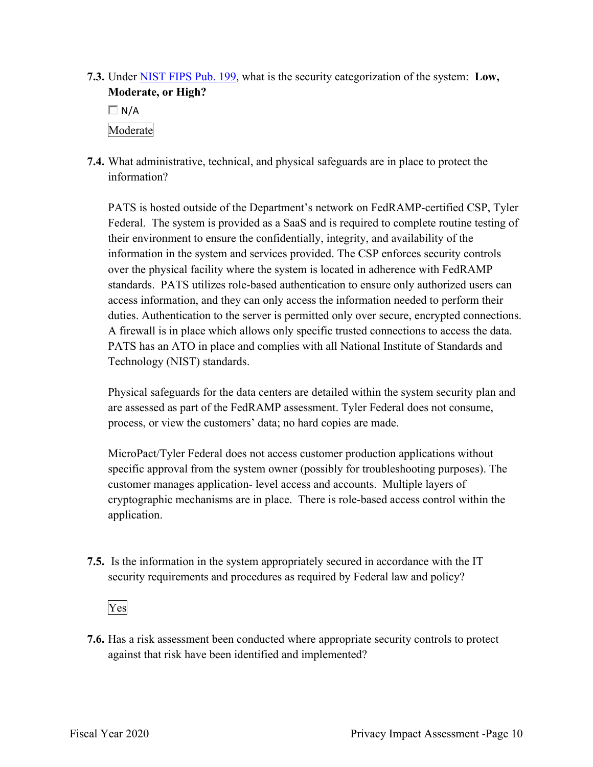**7.3.** Under [NIST FIPS Pub. 199](#), what is the security categorization of the system: **Low, Moderate, or High?**

☐ N/A

Moderate

**7.4.** What administrative, technical, and physical safeguards are in place to protect the information?

PATS is hosted outside of the Department's network on FedRAMP-certified CSP, Tyler Federal. The system is provided as a SaaS and is required to complete routine testing of their environment to ensure the confidentially, integrity, and availability of the information in the system and services provided. The CSP enforces security controls over the physical facility where the system is located in adherence with FedRAMP standards. PATS utilizes role-based authentication to ensure only authorized users can access information, and they can only access the information needed to perform their duties. Authentication to the server is permitted only over secure, encrypted connections. A firewall is in place which allows only specific trusted connections to access the data. PATS has an ATO in place and complies with all National Institute of Standards and Technology (NIST) standards.

Physical safeguards for the data centers are detailed within the system security plan and are assessed as part of the FedRAMP assessment. Tyler Federal does not consume, process, or view the customers' data; no hard copies are made.

MicroPact/Tyler Federal does not access customer production applications without specific approval from the system owner (possibly for troubleshooting purposes). The customer manages application- level access and accounts. Multiple layers of cryptographic mechanisms are in place. There is role-based access control within the application.

**7.5.** Is the information in the system appropriately secured in accordance with the IT security requirements and procedures as required by Federal law and policy?

Yes

**7.6.** Has a risk assessment been conducted where appropriate security controls to protect against that risk have been identified and implemented?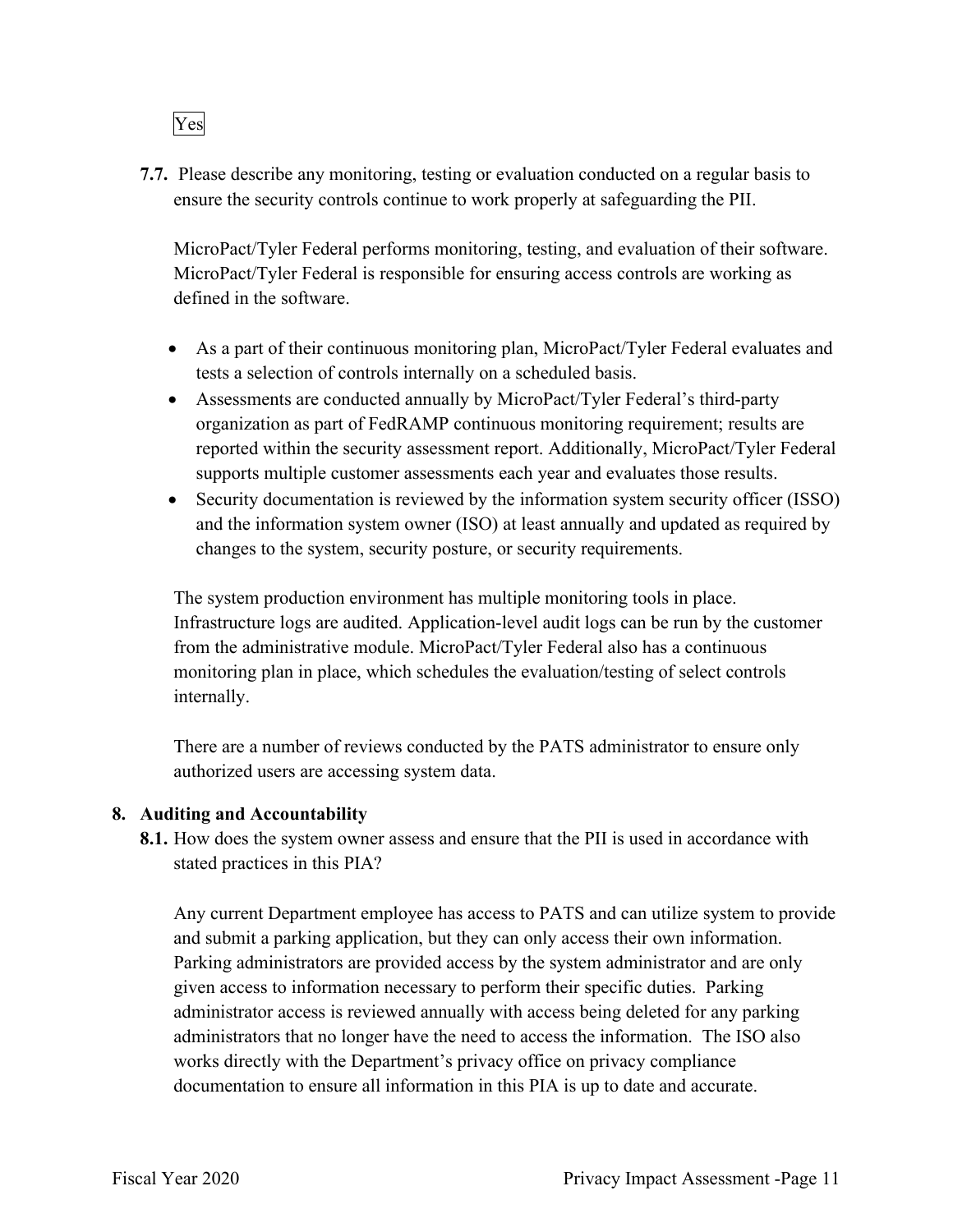Yes

**7.7.** Please describe any monitoring, testing or evaluation conducted on a regular basis to ensure the security controls continue to work properly at safeguarding the PII.

MicroPact/Tyler Federal performs monitoring, testing, and evaluation of their software. MicroPact/Tyler Federal is responsible for ensuring access controls are working as defined in the software.

- As a part of their continuous monitoring plan, MicroPact/Tyler Federal evaluates and tests a selection of controls internally on a scheduled basis.
- Assessments are conducted annually by MicroPact/Tyler Federal's third-party organization as part of FedRAMP continuous monitoring requirement; results are reported within the security assessment report. Additionally, MicroPact/Tyler Federal supports multiple customer assessments each year and evaluates those results.
- Security documentation is reviewed by the information system security officer (ISSO) and the information system owner (ISO) at least annually and updated as required by changes to the system, security posture, or security requirements.

The system production environment has multiple monitoring tools in place. Infrastructure logs are audited. Application-level audit logs can be run by the customer from the administrative module. MicroPact/Tyler Federal also has a continuous monitoring plan in place, which schedules the evaluation/testing of select controls internally.

There are a number of reviews conducted by the PATS administrator to ensure only authorized users are accessing system data.

## 8. Auditing and Accountability

**8.1.** How does the system owner assess and ensure that the PII is used in accordance with stated practices in this PIA?

Any current Department employee has access to PATS and can utilize system to provide and submit a parking application, but they can only access their own information. Parking administrators are provided access by the system administrator and are only given access to information necessary to perform their specific duties. Parking administrator access is reviewed annually with access being deleted for any parking administrators that no longer have the need to access the information. The ISO also works directly with the Department's privacy office on privacy compliance documentation to ensure all information in this PIA is up to date and accurate.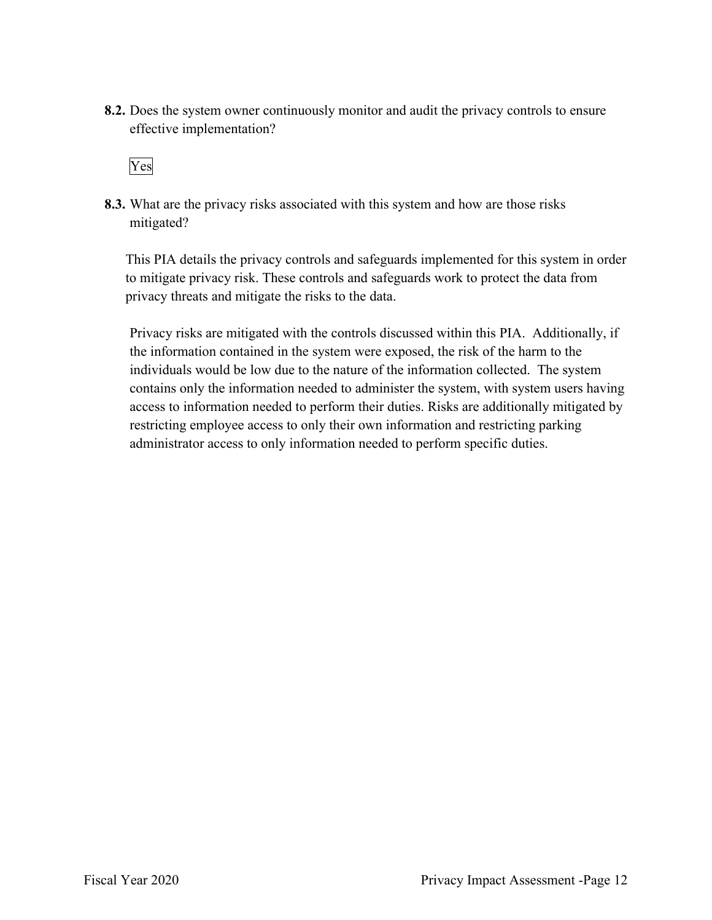**8.2.** Does the system owner continuously monitor and audit the privacy controls to ensure effective implementation?

Yes

**8.3.** What are the privacy risks associated with this system and how are those risks mitigated?

This PIA details the privacy controls and safeguards implemented for this system in order to mitigate privacy risk. These controls and safeguards work to protect the data from privacy threats and mitigate the risks to the data.

Privacy risks are mitigated with the controls discussed within this PIA. Additionally, if the information contained in the system were exposed, the risk of the harm to the individuals would be low due to the nature of the information collected. The system contains only the information needed to administer the system, with system users having access to information needed to perform their duties. Risks are additionally mitigated by restricting employee access to only their own information and restricting parking administrator access to only information needed to perform specific duties.